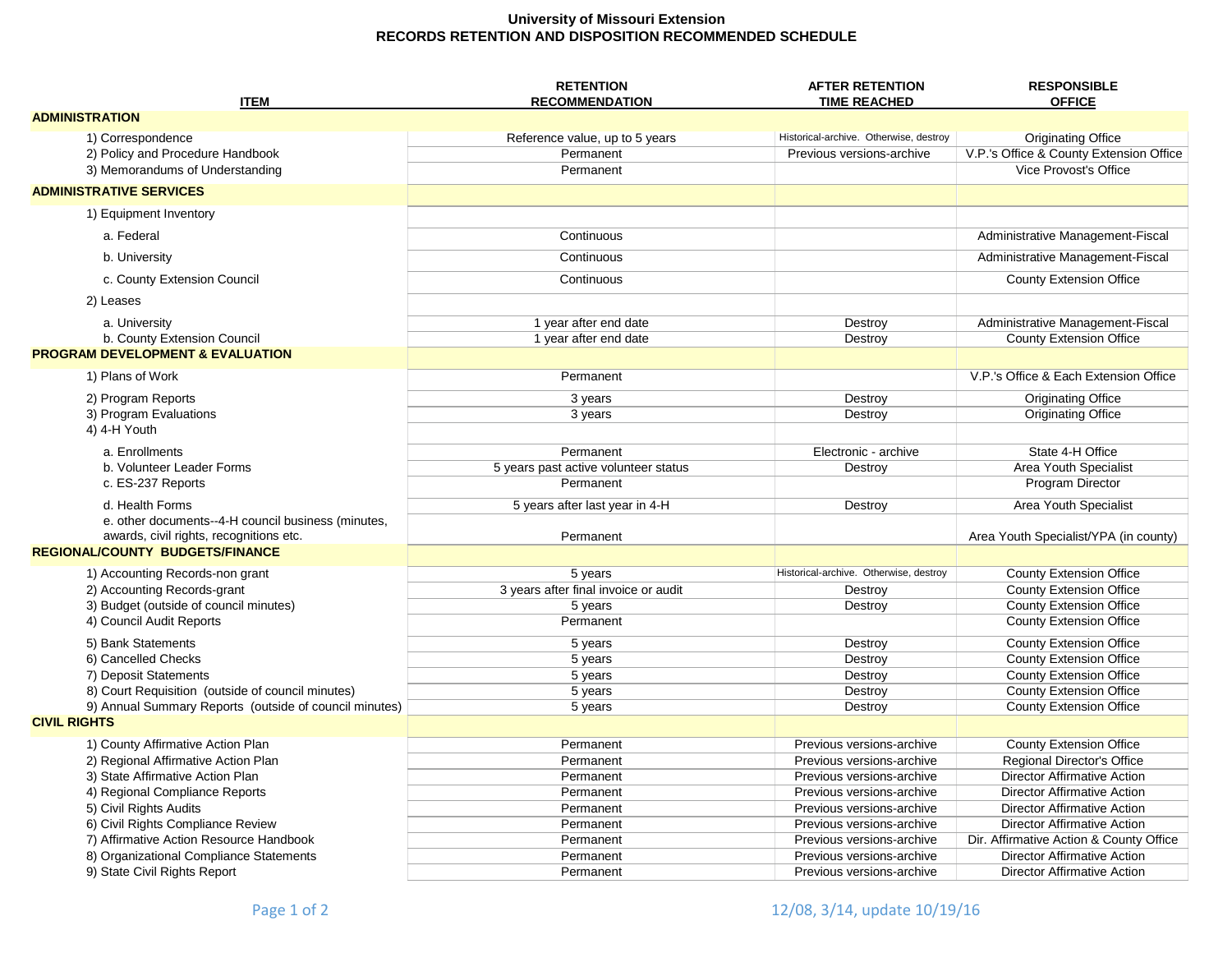**University of Missouri Extension**
**RECORDS RETENTION AND DISPOSITION RECOMMENDED SCHEDULE**

| ITEM | RETENTION RECOMMENDATION | AFTER RETENTION TIME REACHED | RESPONSIBLE OFFICE |
|---|---|---|---|
| **ADMINISTRATION** | | | |
| 1) Correspondence | Reference value, up to 5 years | Historical-archive. Otherwise, destroy | Originating Office |
| 2) Policy and Procedure Handbook | Permanent | Previous versions-archive | V.P.'s Office & County Extension Office |
| 3) Memorandums of Understanding | Permanent | | Vice Provost's Office |
| **ADMINISTRATIVE SERVICES** | | | |
| 1) Equipment Inventory | | | |
| a. Federal | Continuous | | Administrative Management-Fiscal |
| b. University | Continuous | | Administrative Management-Fiscal |
| c. County Extension Council | Continuous | | County Extension Office |
| 2) Leases | | | |
| a. University | 1 year after end date | Destroy | Administrative Management-Fiscal |
| b. County Extension Council | 1 year after end date | Destroy | County Extension Office |
| **PROGRAM DEVELOPMENT & EVALUATION** | | | |
| 1) Plans of Work | Permanent | | V.P.'s Office & Each Extension Office |
| 2) Program Reports | 3 years | Destroy | Originating Office |
| 3) Program Evaluations | 3 years | Destroy | Originating Office |
| 4) 4-H Youth | | | |
| a. Enrollments | Permanent | Electronic - archive | State 4-H Office |
| b. Volunteer Leader Forms | 5 years past active volunteer status | Destroy | Area Youth Specialist |
| c. ES-237 Reports | Permanent | | Program Director |
| d. Health Forms | 5 years after last year in 4-H | Destroy | Area Youth Specialist |
| e. other documents--4-H council business (minutes, awards, civil rights, recognitions etc. | Permanent | | Area Youth Specialist/YPA (in county) |
| **REGIONAL/COUNTY BUDGETS/FINANCE** | | | |
| 1) Accounting Records-non grant | 5 years | Historical-archive. Otherwise, destroy | County Extension Office |
| 2) Accounting Records-grant | 3 years after final invoice or audit | Destroy | County Extension Office |
| 3) Budget (outside of council minutes) | 5 years | Destroy | County Extension Office |
| 4) Council Audit Reports | Permanent | | County Extension Office |
| 5) Bank Statements | 5 years | Destroy | County Extension Office |
| 6) Cancelled Checks | 5 years | Destroy | County Extension Office |
| 7) Deposit Statements | 5 years | Destroy | County Extension Office |
| 8) Court Requisition (outside of council minutes) | 5 years | Destroy | County Extension Office |
| 9) Annual Summary Reports (outside of council minutes) | 5 years | Destroy | County Extension Office |
| **CIVIL RIGHTS** | | | |
| 1) County Affirmative Action Plan | Permanent | Previous versions-archive | County Extension Office |
| 2) Regional Affirmative Action Plan | Permanent | Previous versions-archive | Regional Director's Office |
| 3) State Affirmative Action Plan | Permanent | Previous versions-archive | Director Affirmative Action |
| 4) Regional Compliance Reports | Permanent | Previous versions-archive | Director Affirmative Action |
| 5) Civil Rights Audits | Permanent | Previous versions-archive | Director Affirmative Action |
| 6) Civil Rights Compliance Review | Permanent | Previous versions-archive | Director Affirmative Action |
| 7) Affirmative Action Resource Handbook | Permanent | Previous versions-archive | Dir. Affirmative Action & County Office |
| 8) Organizational Compliance Statements | Permanent | Previous versions-archive | Director Affirmative Action |
| 9) State Civil Rights Report | Permanent | Previous versions-archive | Director Affirmative Action |

12/08, 3/14, update 10/19/16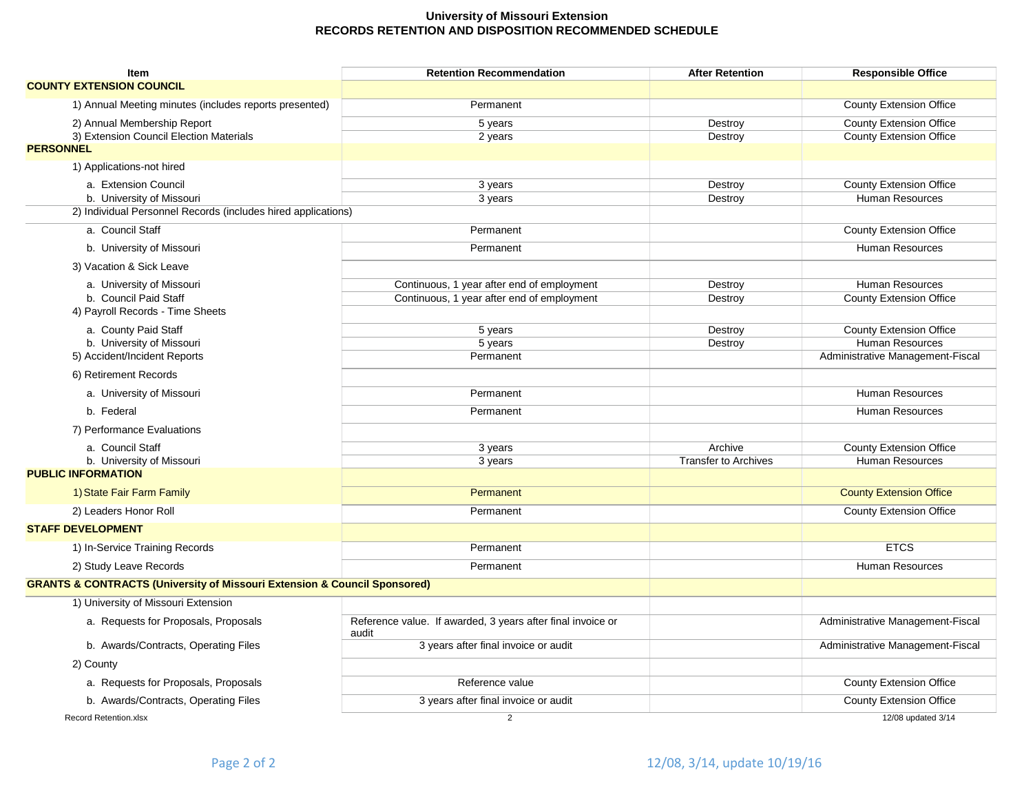**University of Missouri Extension**
**RECORDS RETENTION AND DISPOSITION RECOMMENDED SCHEDULE**

| Item | Retention Recommendation | After Retention | Responsible Office |
|---|---|---|---|
| **COUNTY EXTENSION COUNCIL** | | | |
| 1) Annual Meeting minutes (includes reports presented) | Permanent | | County Extension Office |
| 2) Annual Membership Report | 5 years | Destroy | County Extension Office |
| 3) Extension Council Election Materials | 2 years | Destroy | County Extension Office |
| **PERSONNEL** | | | |
| 1) Applications-not hired | | | |
| a. Extension Council | 3 years | Destroy | County Extension Office |
| b. University of Missouri | 3 years | Destroy | Human Resources |
| 2) Individual Personnel Records (includes hired applications) | | | |
| a. Council Staff | Permanent | | County Extension Office |
| b. University of Missouri | Permanent | | Human Resources |
| 3) Vacation & Sick Leave | | | |
| a. University of Missouri | Continuous, 1 year after end of employment | Destroy | Human Resources |
| b. Council Paid Staff | Continuous, 1 year after end of employment | Destroy | County Extension Office |
| 4) Payroll Records - Time Sheets | | | |
| a. County Paid Staff | 5 years | Destroy | County Extension Office |
| b. University of Missouri | 5 years | Destroy | Human Resources |
| 5) Accident/Incident Reports | Permanent | | Administrative Management-Fiscal |
| 6) Retirement Records | | | |
| a. University of Missouri | Permanent | | Human Resources |
| b. Federal | Permanent | | Human Resources |
| 7) Performance Evaluations | | | |
| a. Council Staff | 3 years | Archive | County Extension Office |
| b. University of Missouri | 3 years | Transfer to Archives | Human Resources |
| **PUBLIC INFORMATION** | | | |
| 1) State Fair Farm Family | Permanent | | County Extension Office |
| 2) Leaders Honor Roll | Permanent | | County Extension Office |
| **STAFF DEVELOPMENT** | | | |
| 1) In-Service Training Records | Permanent | | ETCS |
| 2) Study Leave Records | Permanent | | Human Resources |
| **GRANTS & CONTRACTS (University of Missouri Extension & Council Sponsored)** | | | |
| 1) University of Missouri Extension | | | |
| a. Requests for Proposals, Proposals | Reference value. If awarded, 3 years after final invoice or audit | | Administrative Management-Fiscal |
| b. Awards/Contracts, Operating Files | 3 years after final invoice or audit | | Administrative Management-Fiscal |
| 2) County | | | |
| a. Requests for Proposals, Proposals | Reference value | | County Extension Office |
| b. Awards/Contracts, Operating Files | 3 years after final invoice or audit | | County Extension Office |

Record Retention.xlsx — 12/08 updated 3/14

12/08, 3/14, update 10/19/16